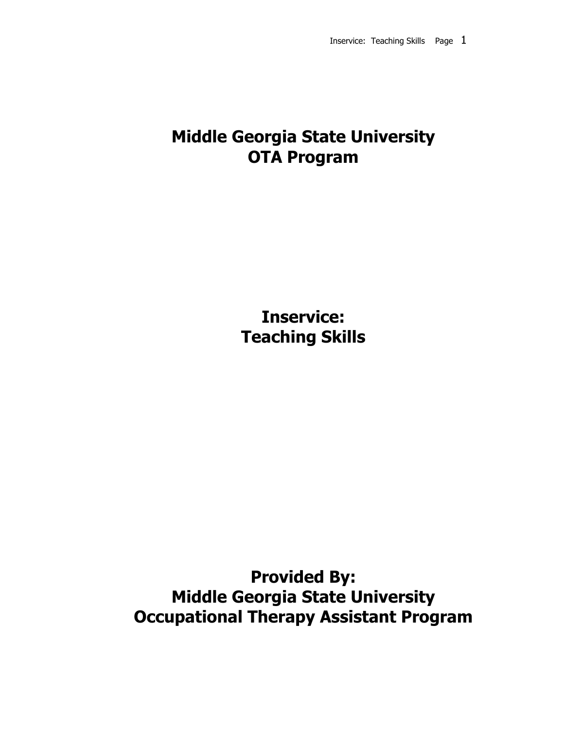# Middle Georgia State University
# OTA Program

# Inservice:
# Teaching Skills

## Provided By:
## Middle Georgia State University
## Occupational Therapy Assistant Program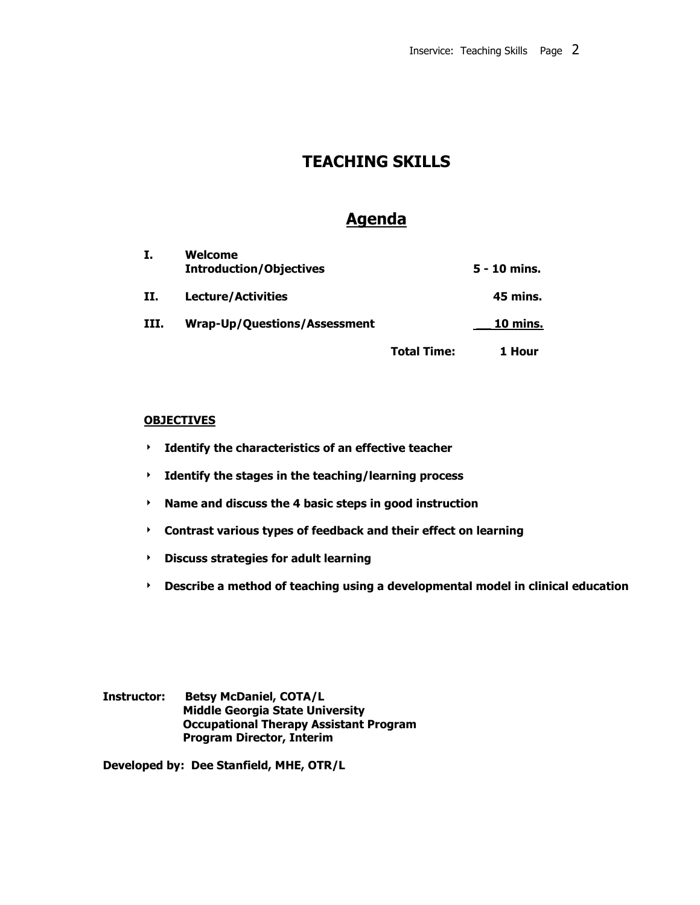# TEACHING SKILLS

## Agenda

| | | |
|---|---|---|
| **I.** | **Welcome** <br> **Introduction/Objectives** | **5 - 10 mins.** |
| **II.** | **Lecture/Activities** | **45 mins.** |
| **III.** | **Wrap-Up/Questions/Assessment** | **10 mins.** |
| | **Total Time:** | **1 Hour** |

**OBJECTIVES**

- **Identify the characteristics of an effective teacher**
- **Identify the stages in the teaching/learning process**
- **Name and discuss the 4 basic steps in good instruction**
- **Contrast various types of feedback and their effect on learning**
- **Discuss strategies for adult learning**
- **Describe a method of teaching using a developmental model in clinical education**

**Instructor:** **Betsy McDaniel, COTA/L**
**Middle Georgia State University**
**Occupational Therapy Assistant Program**
**Program Director, Interim**

**Developed by: Dee Stanfield, MHE, OTR/L**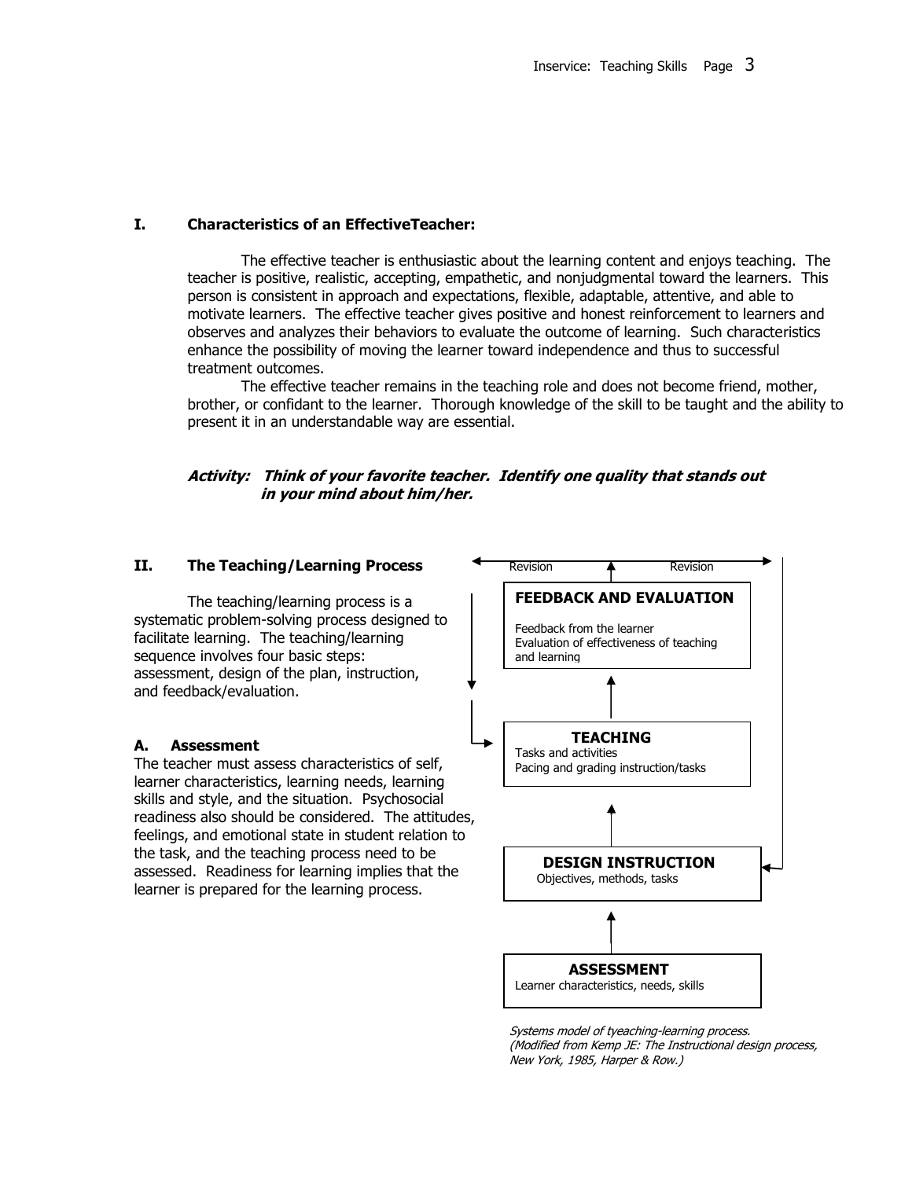## I. Characteristics of an EffectiveTeacher:

The effective teacher is enthusiastic about the learning content and enjoys teaching. The teacher is positive, realistic, accepting, empathetic, and nonjudgmental toward the learners. This person is consistent in approach and expectations, flexible, adaptable, attentive, and able to motivate learners. The effective teacher gives positive and honest reinforcement to learners and observes and analyzes their behaviors to evaluate the outcome of learning. Such characteristics enhance the possibility of moving the learner toward independence and thus to successful treatment outcomes.

The effective teacher remains in the teaching role and does not become friend, mother, brother, or confidant to the learner. Thorough knowledge of the skill to be taught and the ability to present it in an understandable way are essential.

***Activity: Think of your favorite teacher. Identify one quality that stands out in your mind about him/her.***

## II. The Teaching/Learning Process

The teaching/learning process is a systematic problem-solving process designed to facilitate learning. The teaching/learning sequence involves four basic steps: assessment, design of the plan, instruction, and feedback/evaluation.

### A. Assessment

The teacher must assess characteristics of self, learner characteristics, learning needs, learning skills and style, and the situation. Psychosocial readiness also should be considered. The attitudes, feelings, and emotional state in student relation to the task, and the teaching process need to be assessed. Readiness for learning implies that the learner is prepared for the learning process.

Revision — Revision

**FEEDBACK AND EVALUATION**
Feedback from the learner
Evaluation of effectiveness of teaching and learning

**TEACHING**
Tasks and activities
Pacing and grading instruction/tasks

**DESIGN INSTRUCTION**
Objectives, methods, tasks

**ASSESSMENT**
Learner characteristics, needs, skills

*Systems model of tyeaching-learning process.*
*(Modified from Kemp JE: The Instructional design process, New York, 1985, Harper & Row.)*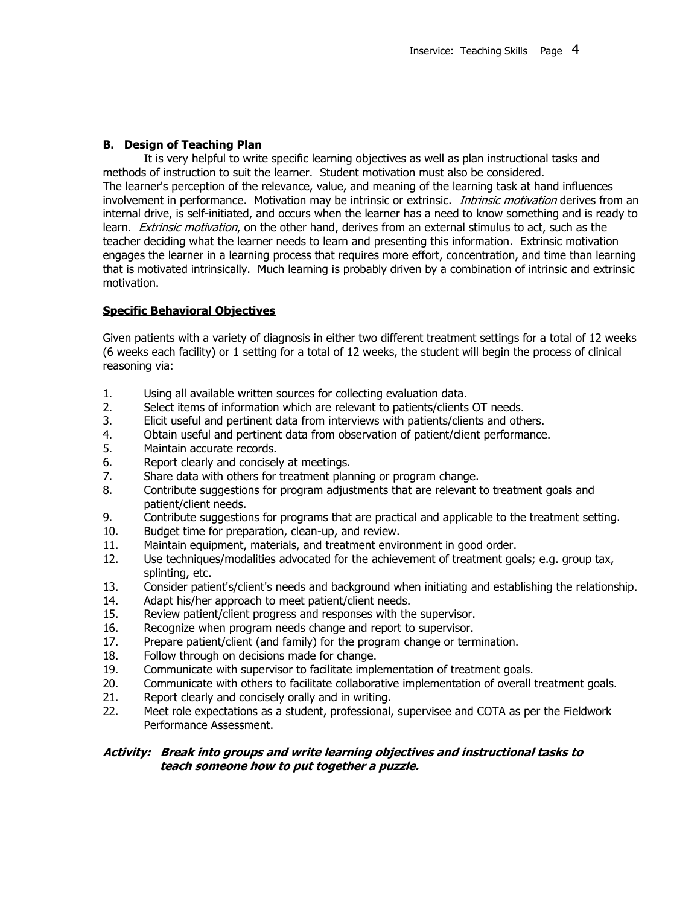### B. Design of Teaching Plan

It is very helpful to write specific learning objectives as well as plan instructional tasks and methods of instruction to suit the learner. Student motivation must also be considered. The learner's perception of the relevance, value, and meaning of the learning task at hand influences involvement in performance. Motivation may be intrinsic or extrinsic. *Intrinsic motivation* derives from an internal drive, is self-initiated, and occurs when the learner has a need to know something and is ready to learn. *Extrinsic motivation*, on the other hand, derives from an external stimulus to act, such as the teacher deciding what the learner needs to learn and presenting this information. Extrinsic motivation engages the learner in a learning process that requires more effort, concentration, and time than learning that is motivated intrinsically. Much learning is probably driven by a combination of intrinsic and extrinsic motivation.

**Specific Behavioral Objectives**

Given patients with a variety of diagnosis in either two different treatment settings for a total of 12 weeks (6 weeks each facility) or 1 setting for a total of 12 weeks, the student will begin the process of clinical reasoning via:

1. Using all available written sources for collecting evaluation data.
2. Select items of information which are relevant to patients/clients OT needs.
3. Elicit useful and pertinent data from interviews with patients/clients and others.
4. Obtain useful and pertinent data from observation of patient/client performance.
5. Maintain accurate records.
6. Report clearly and concisely at meetings.
7. Share data with others for treatment planning or program change.
8. Contribute suggestions for program adjustments that are relevant to treatment goals and patient/client needs.
9. Contribute suggestions for programs that are practical and applicable to the treatment setting.
10. Budget time for preparation, clean-up, and review.
11. Maintain equipment, materials, and treatment environment in good order.
12. Use techniques/modalities advocated for the achievement of treatment goals; e.g. group tax, splinting, etc.
13. Consider patient's/client's needs and background when initiating and establishing the relationship.
14. Adapt his/her approach to meet patient/client needs.
15. Review patient/client progress and responses with the supervisor.
16. Recognize when program needs change and report to supervisor.
17. Prepare patient/client (and family) for the program change or termination.
18. Follow through on decisions made for change.
19. Communicate with supervisor to facilitate implementation of treatment goals.
20. Communicate with others to facilitate collaborative implementation of overall treatment goals.
21. Report clearly and concisely orally and in writing.
22. Meet role expectations as a student, professional, supervisee and COTA as per the Fieldwork Performance Assessment.

***Activity: Break into groups and write learning objectives and instructional tasks to teach someone how to put together a puzzle.***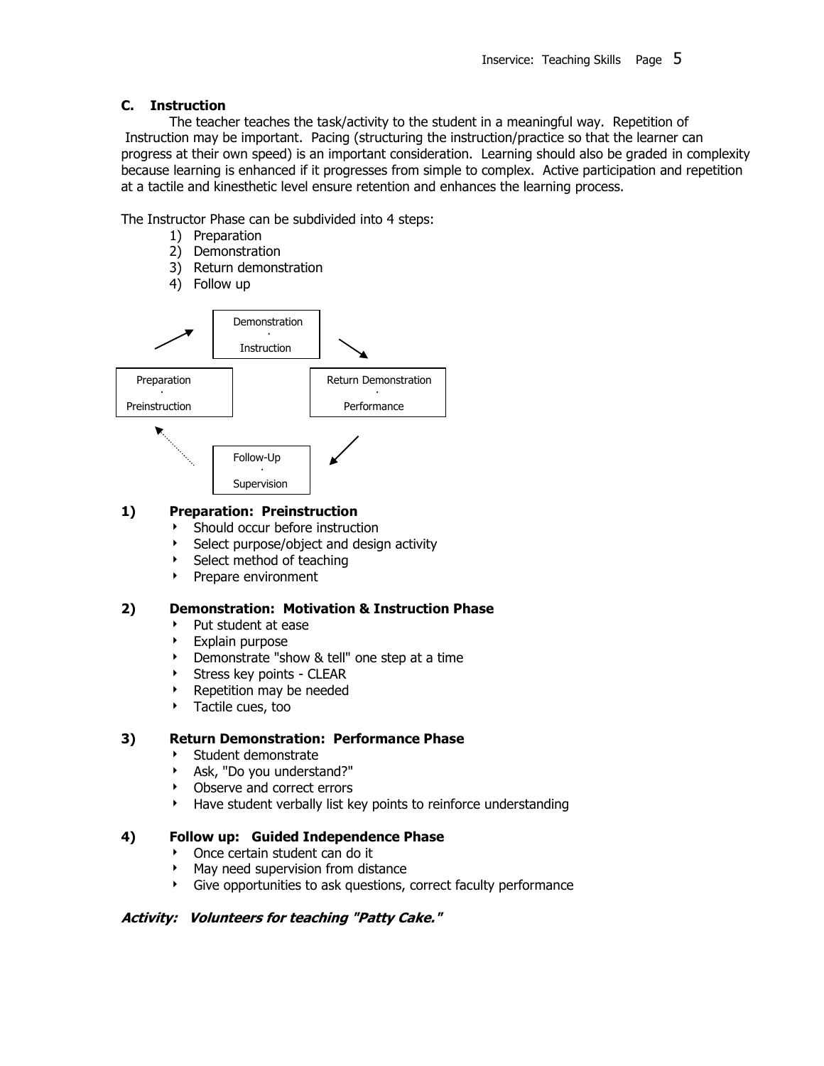### C. Instruction

The teacher teaches the task/activity to the student in a meaningful way. Repetition of Instruction may be important. Pacing (structuring the instruction/practice so that the learner can progress at their own speed) is an important consideration. Learning should also be graded in complexity because learning is enhanced if it progresses from simple to complex. Active participation and repetition at a tactile and kinesthetic level ensure retention and enhances the learning process.

The Instructor Phase can be subdivided into 4 steps:

1) Preparation
2) Demonstration
3) Return demonstration
4) Follow up

Demonstration · Instruction → Return Demonstration · Performance → Follow-Up · Supervision → Preparation · Preinstruction → Demonstration · Instruction

**1) Preparation: Preinstruction**

- Should occur before instruction
- Select purpose/object and design activity
- Select method of teaching
- Prepare environment

**2) Demonstration: Motivation & Instruction Phase**

- Put student at ease
- Explain purpose
- Demonstrate "show & tell" one step at a time
- Stress key points - CLEAR
- Repetition may be needed
- Tactile cues, too

**3) Return Demonstration: Performance Phase**

- Student demonstrate
- Ask, "Do you understand?"
- Observe and correct errors
- Have student verbally list key points to reinforce understanding

**4) Follow up: Guided Independence Phase**

- Once certain student can do it
- May need supervision from distance
- Give opportunities to ask questions, correct faculty performance

***Activity: Volunteers for teaching "Patty Cake."***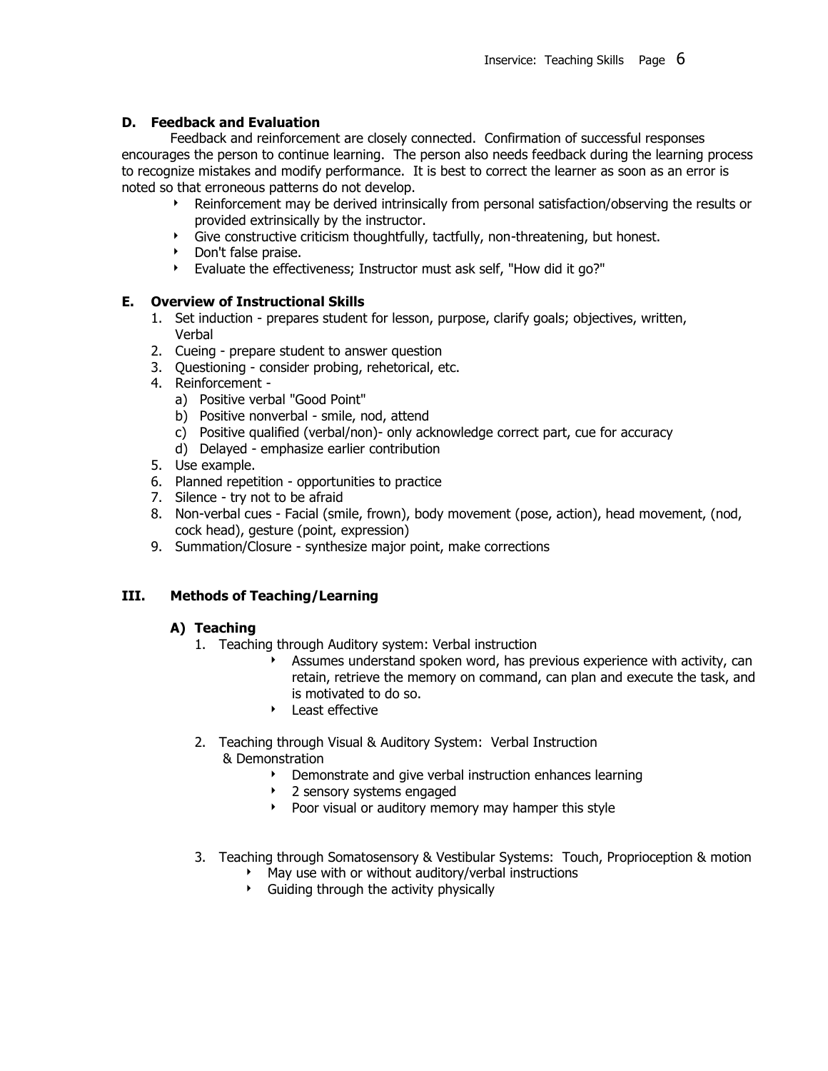### D. Feedback and Evaluation

Feedback and reinforcement are closely connected. Confirmation of successful responses encourages the person to continue learning. The person also needs feedback during the learning process to recognize mistakes and modify performance. It is best to correct the learner as soon as an error is noted so that erroneous patterns do not develop.

- Reinforcement may be derived intrinsically from personal satisfaction/observing the results or provided extrinsically by the instructor.
- Give constructive criticism thoughtfully, tactfully, non-threatening, but honest.
- Don't false praise.
- Evaluate the effectiveness; Instructor must ask self, "How did it go?"

### E. Overview of Instructional Skills

1. Set induction - prepares student for lesson, purpose, clarify goals; objectives, written, Verbal
2. Cueing - prepare student to answer question
3. Questioning - consider probing, rehetorical, etc.
4. Reinforcement -
   a) Positive verbal "Good Point"
   b) Positive nonverbal - smile, nod, attend
   c) Positive qualified (verbal/non)- only acknowledge correct part, cue for accuracy
   d) Delayed - emphasize earlier contribution
5. Use example.
6. Planned repetition - opportunities to practice
7. Silence - try not to be afraid
8. Non-verbal cues - Facial (smile, frown), body movement (pose, action), head movement, (nod, cock head), gesture (point, expression)
9. Summation/Closure - synthesize major point, make corrections

## III. Methods of Teaching/Learning

### A) Teaching

1. Teaching through Auditory system: Verbal instruction
   - Assumes understand spoken word, has previous experience with activity, can retain, retrieve the memory on command, can plan and execute the task, and is motivated to do so.
   - Least effective

2. Teaching through Visual & Auditory System: Verbal Instruction & Demonstration
   - Demonstrate and give verbal instruction enhances learning
   - 2 sensory systems engaged
   - Poor visual or auditory memory may hamper this style

3. Teaching through Somatosensory & Vestibular Systems: Touch, Proprioception & motion
   - May use with or without auditory/verbal instructions
   - Guiding through the activity physically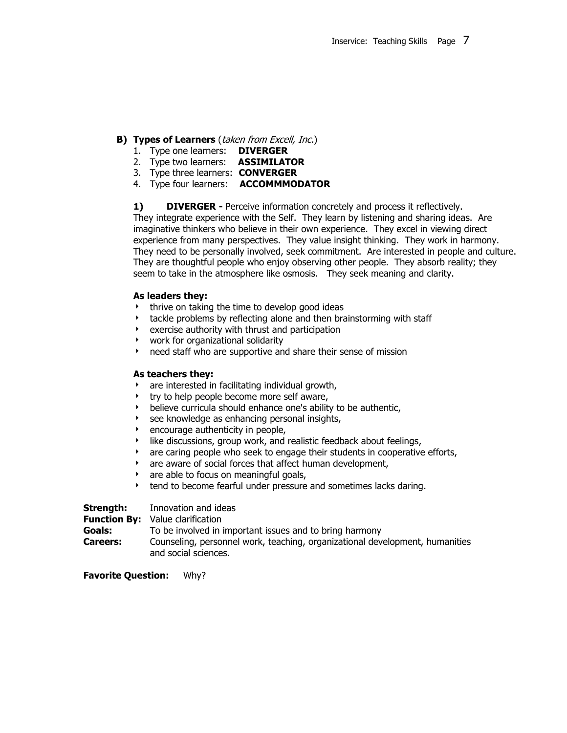**B) Types of Learners** (*taken from Excell, Inc.*)

1. Type one learners: **DIVERGER**
2. Type two learners: **ASSIMILATOR**
3. Type three learners: **CONVERGER**
4. Type four learners: **ACCOMMMODATOR**

**1) DIVERGER -** Perceive information concretely and process it reflectively. They integrate experience with the Self. They learn by listening and sharing ideas. Are imaginative thinkers who believe in their own experience. They excel in viewing direct experience from many perspectives. They value insight thinking. They work in harmony. They need to be personally involved, seek commitment. Are interested in people and culture. They are thoughtful people who enjoy observing other people. They absorb reality; they seem to take in the atmosphere like osmosis. They seek meaning and clarity.

**As leaders they:**

- thrive on taking the time to develop good ideas
- tackle problems by reflecting alone and then brainstorming with staff
- exercise authority with thrust and participation
- work for organizational solidarity
- need staff who are supportive and share their sense of mission

**As teachers they:**

- are interested in facilitating individual growth,
- try to help people become more self aware,
- believe curricula should enhance one's ability to be authentic,
- see knowledge as enhancing personal insights,
- encourage authenticity in people,
- like discussions, group work, and realistic feedback about feelings,
- are caring people who seek to engage their students in cooperative efforts,
- are aware of social forces that affect human development,
- are able to focus on meaningful goals,
- tend to become fearful under pressure and sometimes lacks daring.

**Strength:** Innovation and ideas
**Function By:** Value clarification
**Goals:** To be involved in important issues and to bring harmony
**Careers:** Counseling, personnel work, teaching, organizational development, humanities and social sciences.

**Favorite Question:** Why?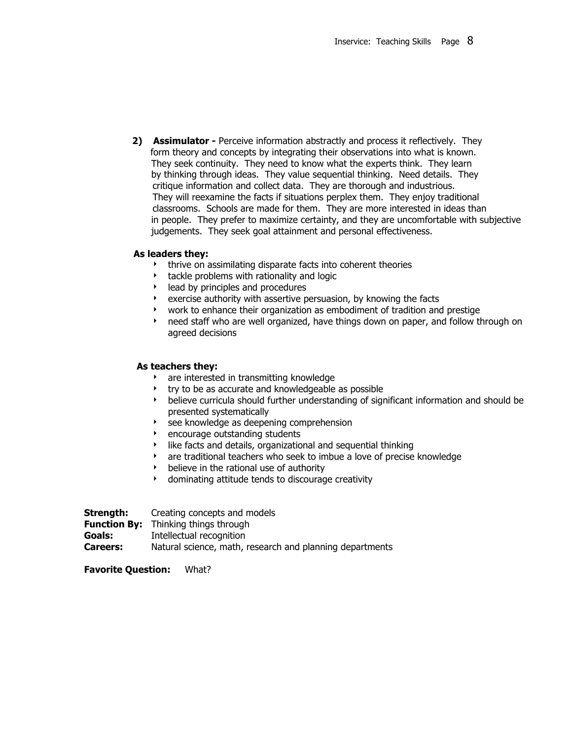**2) Assimulator -** Perceive information abstractly and process it reflectively. They form theory and concepts by integrating their observations into what is known. They seek continuity. They need to know what the experts think. They learn by thinking through ideas. They value sequential thinking. Need details. They critique information and collect data. They are thorough and industrious. They will reexamine the facts if situations perplex them. They enjoy traditional classrooms. Schools are made for them. They are more interested in ideas than in people. They prefer to maximize certainty, and they are uncomfortable with subjective judgements. They seek goal attainment and personal effectiveness.

**As leaders they:**

- thrive on assimilating disparate facts into coherent theories
- tackle problems with rationality and logic
- lead by principles and procedures
- exercise authority with assertive persuasion, by knowing the facts
- work to enhance their organization as embodiment of tradition and prestige
- need staff who are well organized, have things down on paper, and follow through on agreed decisions

**As teachers they:**

- are interested in transmitting knowledge
- try to be as accurate and knowledgeable as possible
- believe curricula should further understanding of significant information and should be presented systematically
- see knowledge as deepening comprehension
- encourage outstanding students
- like facts and details, organizational and sequential thinking
- are traditional teachers who seek to imbue a love of precise knowledge
- believe in the rational use of authority
- dominating attitude tends to discourage creativity

**Strength:** Creating concepts and models
**Function By:** Thinking things through
**Goals:** Intellectual recognition
**Careers:** Natural science, math, research and planning departments

**Favorite Question:** What?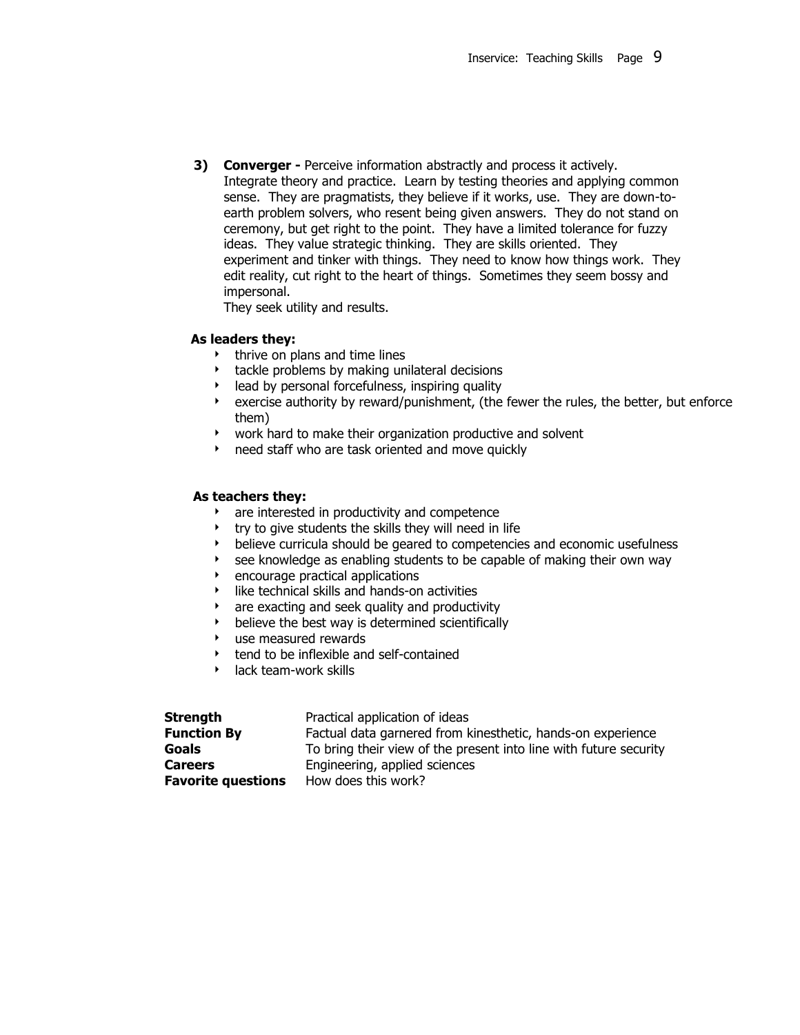**3) Converger -** Perceive information abstractly and process it actively. Integrate theory and practice. Learn by testing theories and applying common sense. They are pragmatists, they believe if it works, use. They are down-to-earth problem solvers, who resent being given answers. They do not stand on ceremony, but get right to the point. They have a limited tolerance for fuzzy ideas. They value strategic thinking. They are skills oriented. They experiment and tinker with things. They need to know how things work. They edit reality, cut right to the heart of things. Sometimes they seem bossy and impersonal.
They seek utility and results.

**As leaders they:**

- thrive on plans and time lines
- tackle problems by making unilateral decisions
- lead by personal forcefulness, inspiring quality
- exercise authority by reward/punishment, (the fewer the rules, the better, but enforce them)
- work hard to make their organization productive and solvent
- need staff who are task oriented and move quickly

**As teachers they:**

- are interested in productivity and competence
- try to give students the skills they will need in life
- believe curricula should be geared to competencies and economic usefulness
- see knowledge as enabling students to be capable of making their own way
- encourage practical applications
- like technical skills and hands-on activities
- are exacting and seek quality and productivity
- believe the best way is determined scientifically
- use measured rewards
- tend to be inflexible and self-contained
- lack team-work skills

| | |
|---|---|
| **Strength** | Practical application of ideas |
| **Function By** | Factual data garnered from kinesthetic, hands-on experience |
| **Goals** | To bring their view of the present into line with future security |
| **Careers** | Engineering, applied sciences |
| **Favorite questions** | How does this work? |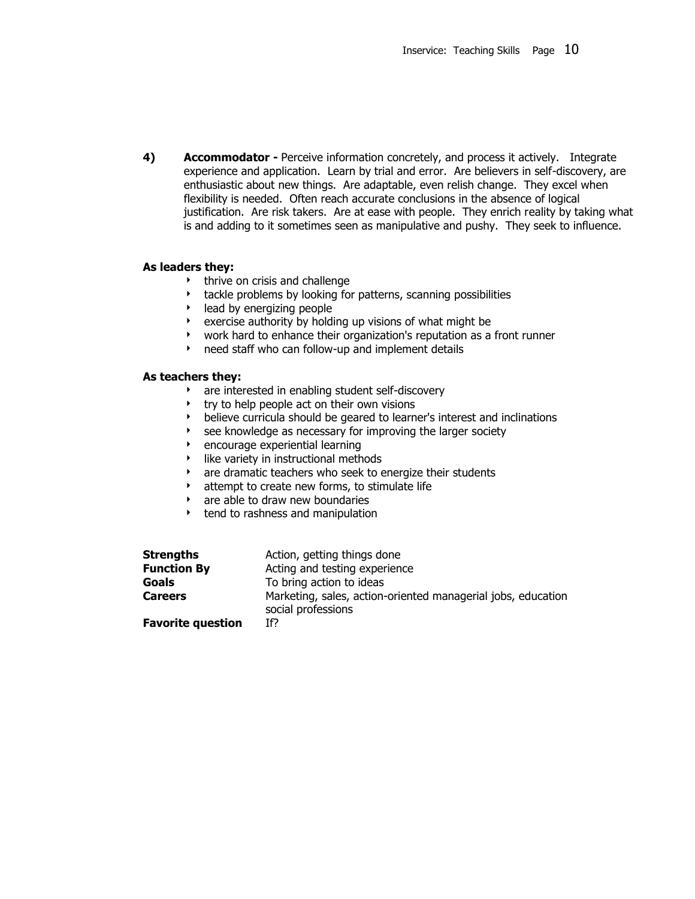**4) Accommodator -** Perceive information concretely, and process it actively. Integrate experience and application. Learn by trial and error. Are believers in self-discovery, are enthusiastic about new things. Are adaptable, even relish change. They excel when flexibility is needed. Often reach accurate conclusions in the absence of logical justification. Are risk takers. Are at ease with people. They enrich reality by taking what is and adding to it sometimes seen as manipulative and pushy. They seek to influence.

**As leaders they:**

- thrive on crisis and challenge
- tackle problems by looking for patterns, scanning possibilities
- lead by energizing people
- exercise authority by holding up visions of what might be
- work hard to enhance their organization's reputation as a front runner
- need staff who can follow-up and implement details

**As teachers they:**

- are interested in enabling student self-discovery
- try to help people act on their own visions
- believe curricula should be geared to learner's interest and inclinations
- see knowledge as necessary for improving the larger society
- encourage experiential learning
- like variety in instructional methods
- are dramatic teachers who seek to energize their students
- attempt to create new forms, to stimulate life
- are able to draw new boundaries
- tend to rashness and manipulation

| | |
|---|---|
| **Strengths** | Action, getting things done |
| **Function By** | Acting and testing experience |
| **Goals** | To bring action to ideas |
| **Careers** | Marketing, sales, action-oriented managerial jobs, education social professions |
| **Favorite question** | If? |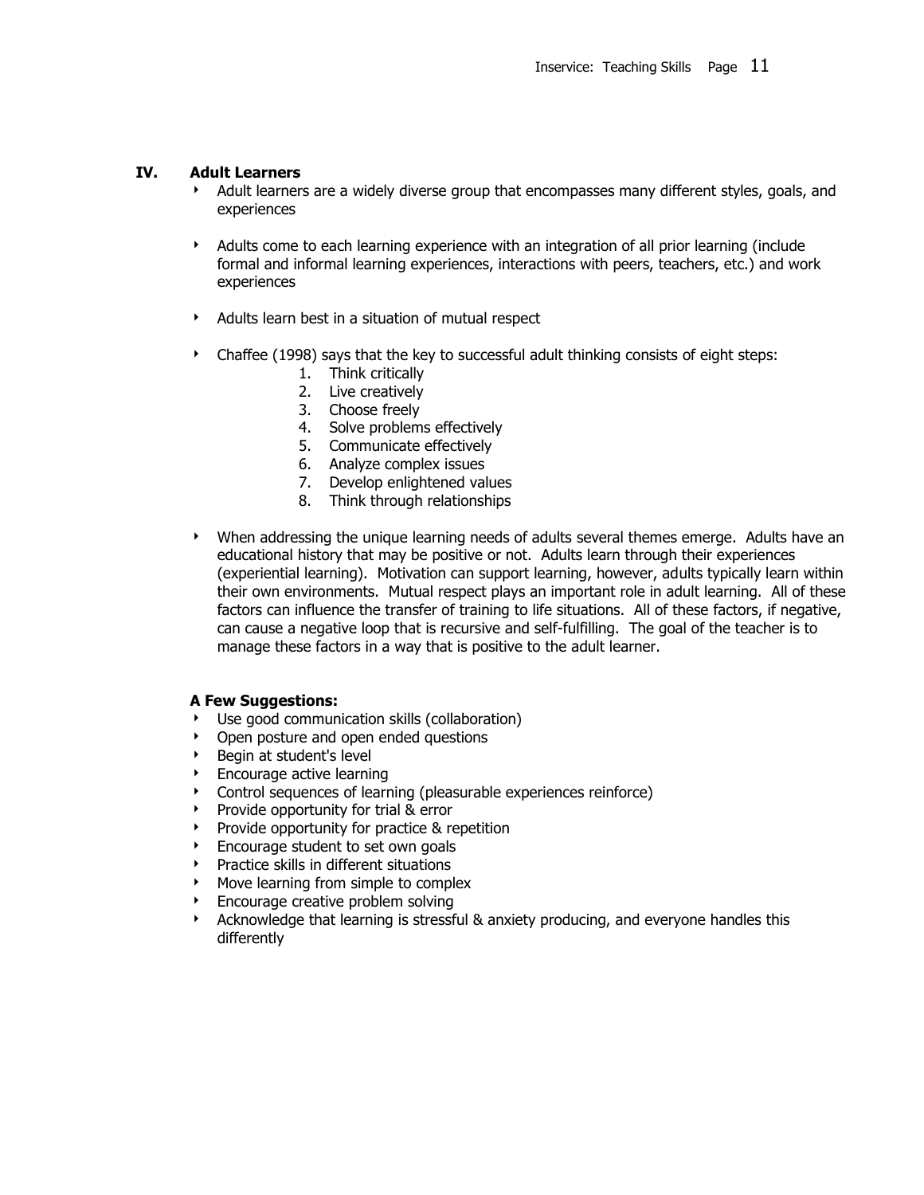## IV. Adult Learners

- Adult learners are a widely diverse group that encompasses many different styles, goals, and experiences

- Adults come to each learning experience with an integration of all prior learning (include formal and informal learning experiences, interactions with peers, teachers, etc.) and work experiences

- Adults learn best in a situation of mutual respect

- Chaffee (1998) says that the key to successful adult thinking consists of eight steps:
    1. Think critically
    2. Live creatively
    3. Choose freely
    4. Solve problems effectively
    5. Communicate effectively
    6. Analyze complex issues
    7. Develop enlightened values
    8. Think through relationships

- When addressing the unique learning needs of adults several themes emerge. Adults have an educational history that may be positive or not. Adults learn through their experiences (experiential learning). Motivation can support learning, however, adults typically learn within their own environments. Mutual respect plays an important role in adult learning. All of these factors can influence the transfer of training to life situations. All of these factors, if negative, can cause a negative loop that is recursive and self-fulfilling. The goal of the teacher is to manage these factors in a way that is positive to the adult learner.

**A Few Suggestions:**

- Use good communication skills (collaboration)
- Open posture and open ended questions
- Begin at student's level
- Encourage active learning
- Control sequences of learning (pleasurable experiences reinforce)
- Provide opportunity for trial & error
- Provide opportunity for practice & repetition
- Encourage student to set own goals
- Practice skills in different situations
- Move learning from simple to complex
- Encourage creative problem solving
- Acknowledge that learning is stressful & anxiety producing, and everyone handles this differently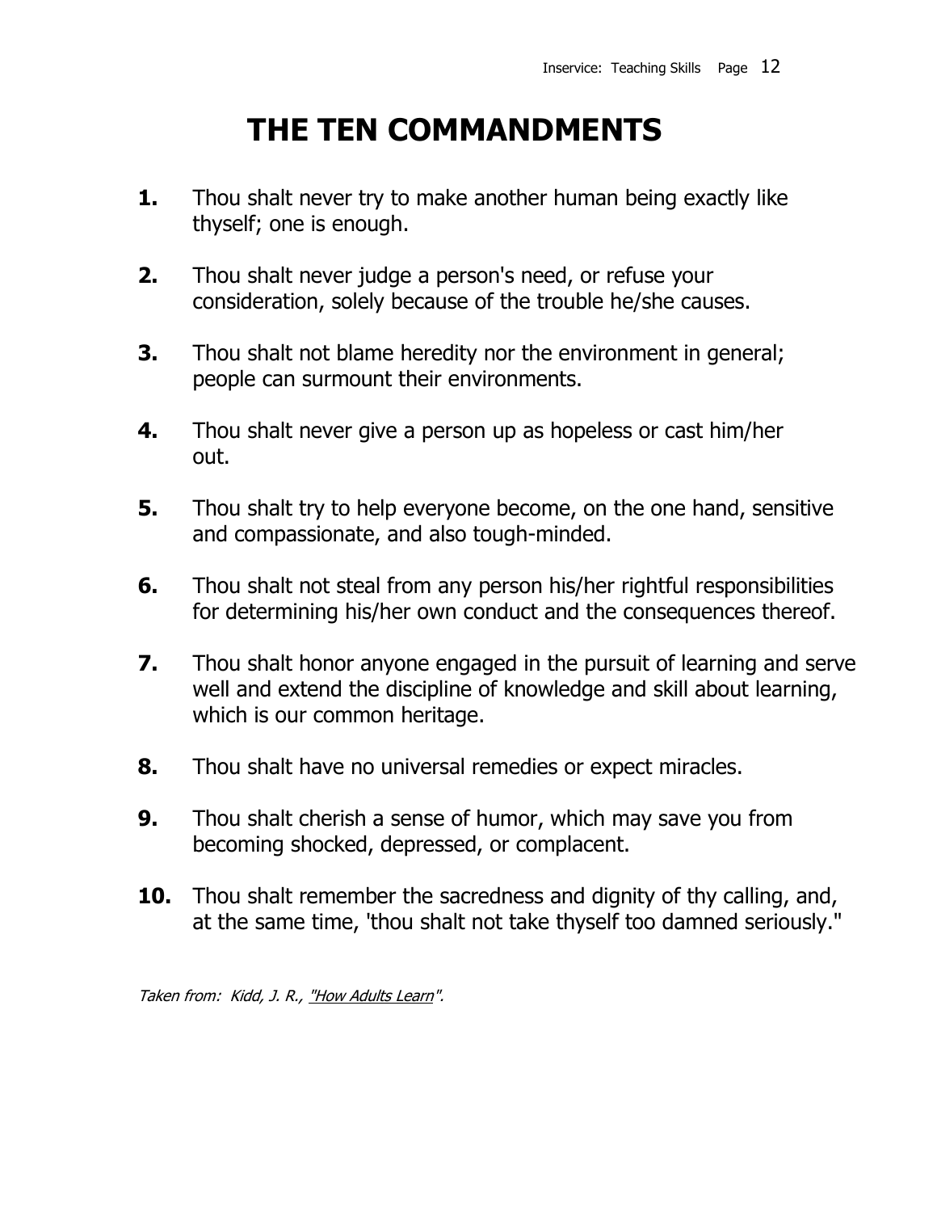# THE TEN COMMANDMENTS

1. Thou shalt never try to make another human being exactly like thyself; one is enough.

2. Thou shalt never judge a person's need, or refuse your consideration, solely because of the trouble he/she causes.

3. Thou shalt not blame heredity nor the environment in general; people can surmount their environments.

4. Thou shalt never give a person up as hopeless or cast him/her out.

5. Thou shalt try to help everyone become, on the one hand, sensitive and compassionate, and also tough-minded.

6. Thou shalt not steal from any person his/her rightful responsibilities for determining his/her own conduct and the consequences thereof.

7. Thou shalt honor anyone engaged in the pursuit of learning and serve well and extend the discipline of knowledge and skill about learning, which is our common heritage.

8. Thou shalt have no universal remedies or expect miracles.

9. Thou shalt cherish a sense of humor, which may save you from becoming shocked, depressed, or complacent.

10. Thou shalt remember the sacredness and dignity of thy calling, and, at the same time, 'thou shalt not take thyself too damned seriously."

*Taken from: Kidd, J. R., "How Adults Learn".*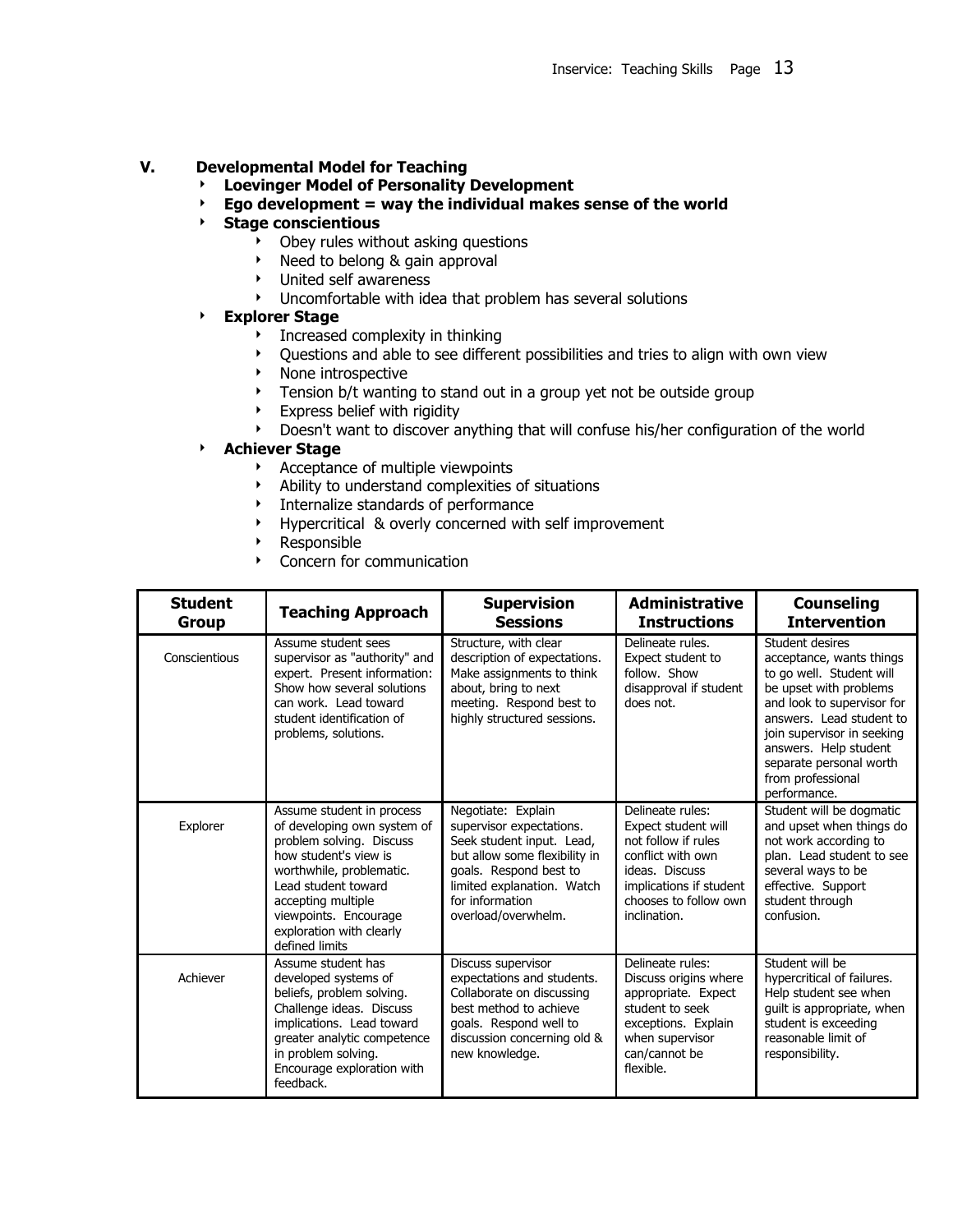## V. Developmental Model for Teaching

- **Loevinger Model of Personality Development**
- **Ego development = way the individual makes sense of the world**
- **Stage conscientious**
  - Obey rules without asking questions
  - Need to belong & gain approval
  - United self awareness
  - Uncomfortable with idea that problem has several solutions
- **Explorer Stage**
  - Increased complexity in thinking
  - Questions and able to see different possibilities and tries to align with own view
  - None introspective
  - Tension b/t wanting to stand out in a group yet not be outside group
  - Express belief with rigidity
  - Doesn't want to discover anything that will confuse his/her configuration of the world
- **Achiever Stage**
  - Acceptance of multiple viewpoints
  - Ability to understand complexities of situations
  - Internalize standards of performance
  - Hypercritical & overly concerned with self improvement
  - Responsible
  - Concern for communication

| Student Group | Teaching Approach | Supervision Sessions | Administrative Instructions | Counseling Intervention |
|---|---|---|---|---|
| Conscientious | Assume student sees supervisor as "authority" and expert. Present information: Show how several solutions can work. Lead toward student identification of problems, solutions. | Structure, with clear description of expectations. Make assignments to think about, bring to next meeting. Respond best to highly structured sessions. | Delineate rules. Expect student to follow. Show disapproval if student does not. | Student desires acceptance, wants things to go well. Student will be upset with problems and look to supervisor for answers. Lead student to join supervisor in seeking answers. Help student separate personal worth from professional performance. |
| Explorer | Assume student in process of developing own system of problem solving. Discuss how student's view is worthwhile, problematic. Lead student toward accepting multiple viewpoints. Encourage exploration with clearly defined limits | Negotiate: Explain supervisor expectations. Seek student input. Lead, but allow some flexibility in goals. Respond best to limited explanation. Watch for information overload/overwhelm. | Delineate rules: Expect student will not follow if rules conflict with own ideas. Discuss implications if student chooses to follow own inclination. | Student will be dogmatic and upset when things do not work according to plan. Lead student to see several ways to be effective. Support student through confusion. |
| Achiever | Assume student has developed systems of beliefs, problem solving. Challenge ideas. Discuss implications. Lead toward greater analytic competence in problem solving. Encourage exploration with feedback. | Discuss supervisor expectations and students. Collaborate on discussing best method to achieve goals. Respond well to discussion concerning old & new knowledge. | Delineate rules: Discuss origins where appropriate. Expect student to seek exceptions. Explain when supervisor can/cannot be flexible. | Student will be hypercritical of failures. Help student see when guilt is appropriate, when student is exceeding reasonable limit of responsibility. |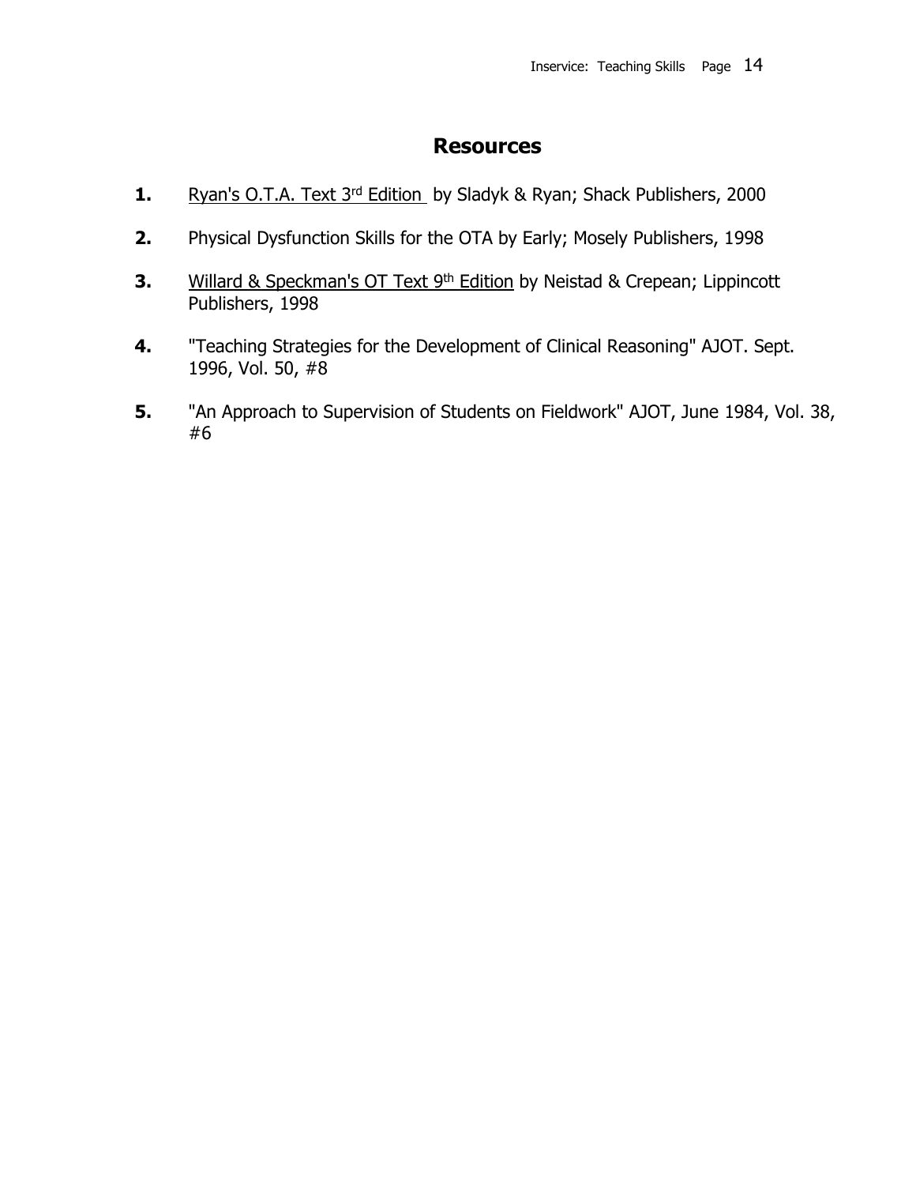## Resources

1. Ryan's O.T.A. Text 3rd Edition by Sladyk & Ryan; Shack Publishers, 2000
2. Physical Dysfunction Skills for the OTA by Early; Mosely Publishers, 1998
3. Willard & Speckman's OT Text 9th Edition by Neistad & Crepean; Lippincott Publishers, 1998
4. "Teaching Strategies for the Development of Clinical Reasoning" AJOT. Sept. 1996, Vol. 50, #8
5. "An Approach to Supervision of Students on Fieldwork" AJOT, June 1984, Vol. 38, #6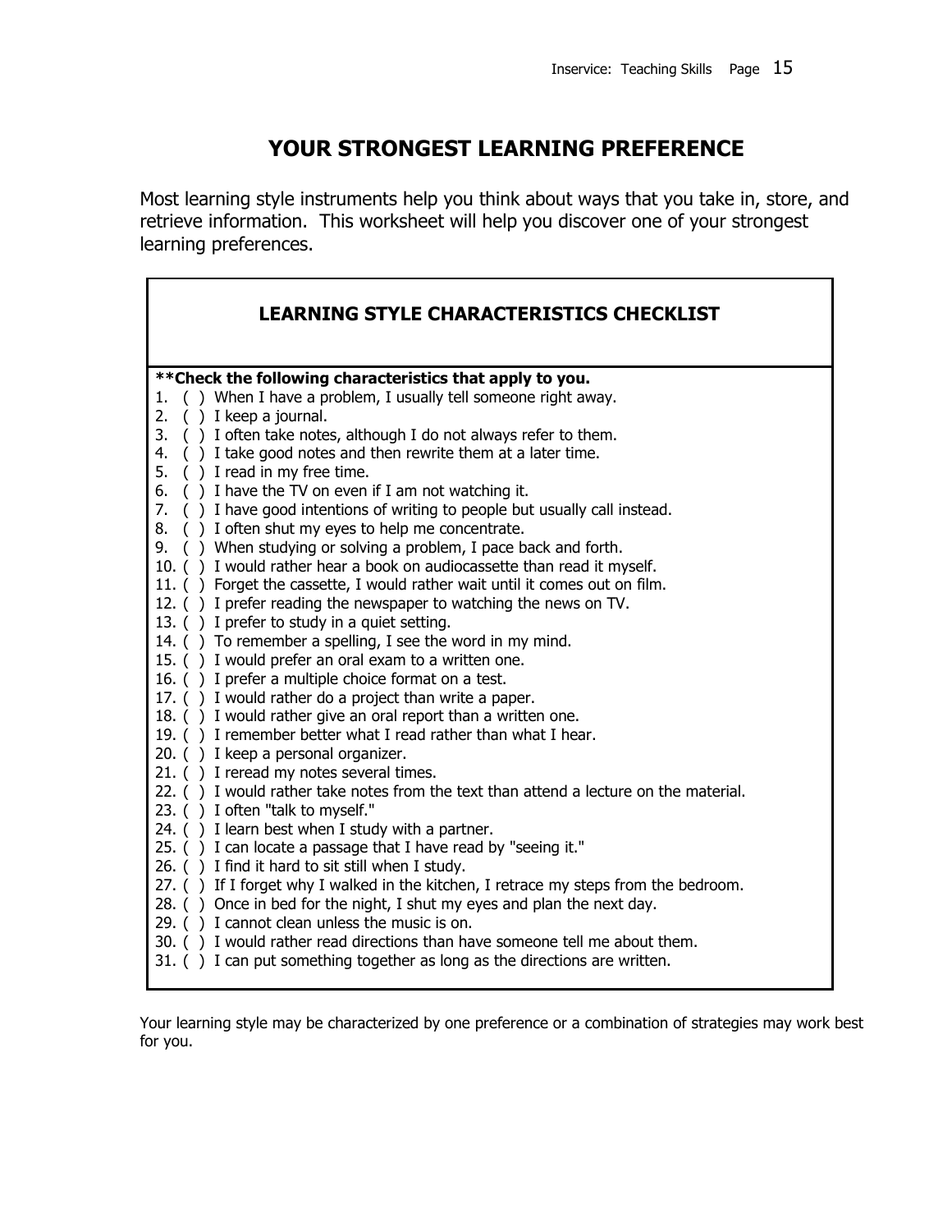# YOUR STRONGEST LEARNING PREFERENCE

Most learning style instruments help you think about ways that you take in, store, and retrieve information. This worksheet will help you discover one of your strongest learning preferences.

## LEARNING STYLE CHARACTERISTICS CHECKLIST

****Check the following characteristics that apply to you.**

1. ( ) When I have a problem, I usually tell someone right away.
2. ( ) I keep a journal.
3. ( ) I often take notes, although I do not always refer to them.
4. ( ) I take good notes and then rewrite them at a later time.
5. ( ) I read in my free time.
6. ( ) I have the TV on even if I am not watching it.
7. ( ) I have good intentions of writing to people but usually call instead.
8. ( ) I often shut my eyes to help me concentrate.
9. ( ) When studying or solving a problem, I pace back and forth.
10. ( ) I would rather hear a book on audiocassette than read it myself.
11. ( ) Forget the cassette, I would rather wait until it comes out on film.
12. ( ) I prefer reading the newspaper to watching the news on TV.
13. ( ) I prefer to study in a quiet setting.
14. ( ) To remember a spelling, I see the word in my mind.
15. ( ) I would prefer an oral exam to a written one.
16. ( ) I prefer a multiple choice format on a test.
17. ( ) I would rather do a project than write a paper.
18. ( ) I would rather give an oral report than a written one.
19. ( ) I remember better what I read rather than what I hear.
20. ( ) I keep a personal organizer.
21. ( ) I reread my notes several times.
22. ( ) I would rather take notes from the text than attend a lecture on the material.
23. ( ) I often "talk to myself."
24. ( ) I learn best when I study with a partner.
25. ( ) I can locate a passage that I have read by "seeing it."
26. ( ) I find it hard to sit still when I study.
27. ( ) If I forget why I walked in the kitchen, I retrace my steps from the bedroom.
28. ( ) Once in bed for the night, I shut my eyes and plan the next day.
29. ( ) I cannot clean unless the music is on.
30. ( ) I would rather read directions than have someone tell me about them.
31. ( ) I can put something together as long as the directions are written.

Your learning style may be characterized by one preference or a combination of strategies may work best for you.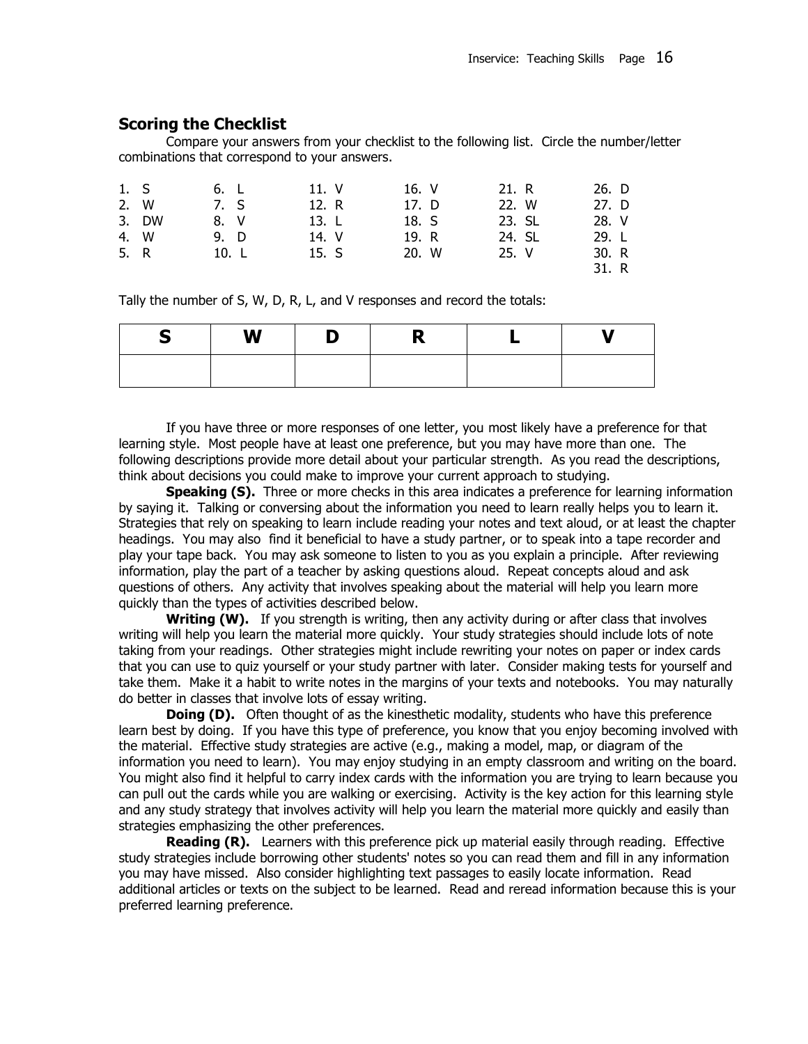## Scoring the Checklist

Compare your answers from your checklist to the following list. Circle the number/letter combinations that correspond to your answers.

| | | | | | |
|---|---|---|---|---|---|
| 1. S | 6. L | 11. V | 16. V | 21. R | 26. D |
| 2. W | 7. S | 12. R | 17. D | 22. W | 27. D |
| 3. DW | 8. V | 13. L | 18. S | 23. SL | 28. V |
| 4. W | 9. D | 14. V | 19. R | 24. SL | 29. L |
| 5. R | 10. L | 15. S | 20. W | 25. V | 30. R |
| | | | | | 31. R |

Tally the number of S, W, D, R, L, and V responses and record the totals:

| S | W | D | R | L | V |
|---|---|---|---|---|---|
| | | | | | |

If you have three or more responses of one letter, you most likely have a preference for that learning style. Most people have at least one preference, but you may have more than one. The following descriptions provide more detail about your particular strength. As you read the descriptions, think about decisions you could make to improve your current approach to studying.

**Speaking (S).** Three or more checks in this area indicates a preference for learning information by saying it. Talking or conversing about the information you need to learn really helps you to learn it. Strategies that rely on speaking to learn include reading your notes and text aloud, or at least the chapter headings. You may also find it beneficial to have a study partner, or to speak into a tape recorder and play your tape back. You may ask someone to listen to you as you explain a principle. After reviewing information, play the part of a teacher by asking questions aloud. Repeat concepts aloud and ask questions of others. Any activity that involves speaking about the material will help you learn more quickly than the types of activities described below.

**Writing (W).** If you strength is writing, then any activity during or after class that involves writing will help you learn the material more quickly. Your study strategies should include lots of note taking from your readings. Other strategies might include rewriting your notes on paper or index cards that you can use to quiz yourself or your study partner with later. Consider making tests for yourself and take them. Make it a habit to write notes in the margins of your texts and notebooks. You may naturally do better in classes that involve lots of essay writing.

**Doing (D).** Often thought of as the kinesthetic modality, students who have this preference learn best by doing. If you have this type of preference, you know that you enjoy becoming involved with the material. Effective study strategies are active (e.g., making a model, map, or diagram of the information you need to learn). You may enjoy studying in an empty classroom and writing on the board. You might also find it helpful to carry index cards with the information you are trying to learn because you can pull out the cards while you are walking or exercising. Activity is the key action for this learning style and any study strategy that involves activity will help you learn the material more quickly and easily than strategies emphasizing the other preferences.

**Reading (R).** Learners with this preference pick up material easily through reading. Effective study strategies include borrowing other students' notes so you can read them and fill in any information you may have missed. Also consider highlighting text passages to easily locate information. Read additional articles or texts on the subject to be learned. Read and reread information because this is your preferred learning preference.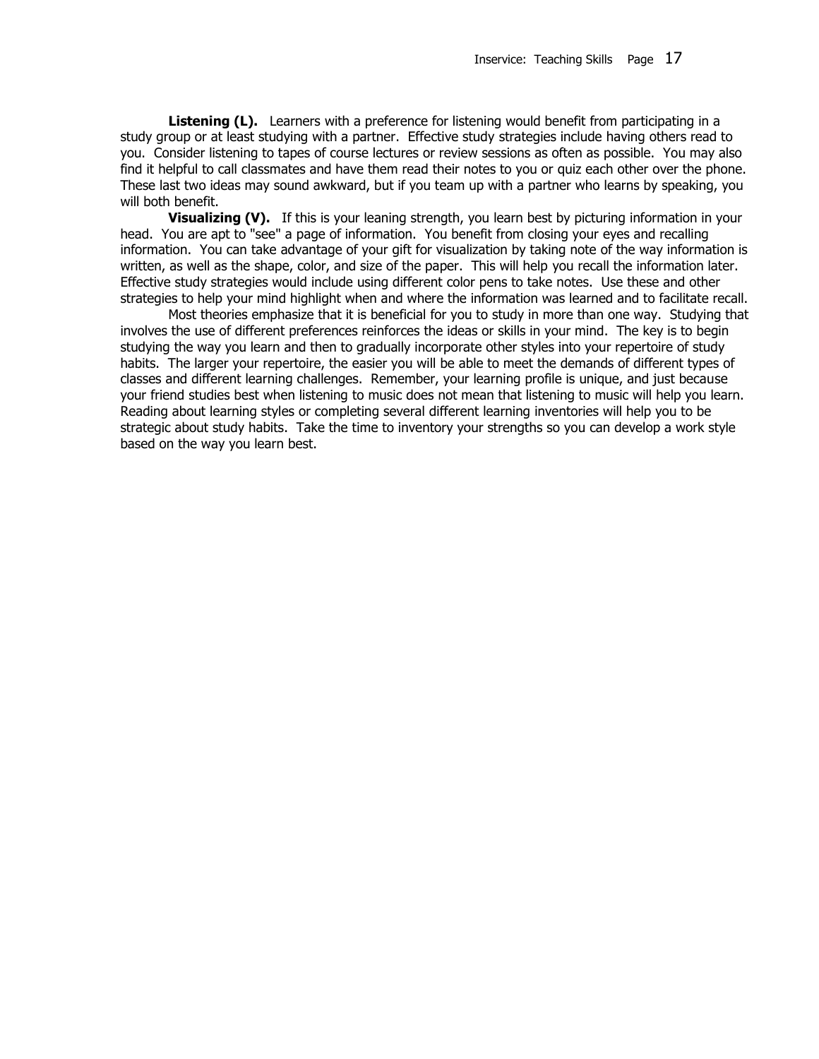**Listening (L).** Learners with a preference for listening would benefit from participating in a study group or at least studying with a partner. Effective study strategies include having others read to you. Consider listening to tapes of course lectures or review sessions as often as possible. You may also find it helpful to call classmates and have them read their notes to you or quiz each other over the phone. These last two ideas may sound awkward, but if you team up with a partner who learns by speaking, you will both benefit.

**Visualizing (V).** If this is your leaning strength, you learn best by picturing information in your head. You are apt to "see" a page of information. You benefit from closing your eyes and recalling information. You can take advantage of your gift for visualization by taking note of the way information is written, as well as the shape, color, and size of the paper. This will help you recall the information later. Effective study strategies would include using different color pens to take notes. Use these and other strategies to help your mind highlight when and where the information was learned and to facilitate recall.

Most theories emphasize that it is beneficial for you to study in more than one way. Studying that involves the use of different preferences reinforces the ideas or skills in your mind. The key is to begin studying the way you learn and then to gradually incorporate other styles into your repertoire of study habits. The larger your repertoire, the easier you will be able to meet the demands of different types of classes and different learning challenges. Remember, your learning profile is unique, and just because your friend studies best when listening to music does not mean that listening to music will help you learn. Reading about learning styles or completing several different learning inventories will help you to be strategic about study habits. Take the time to inventory your strengths so you can develop a work style based on the way you learn best.